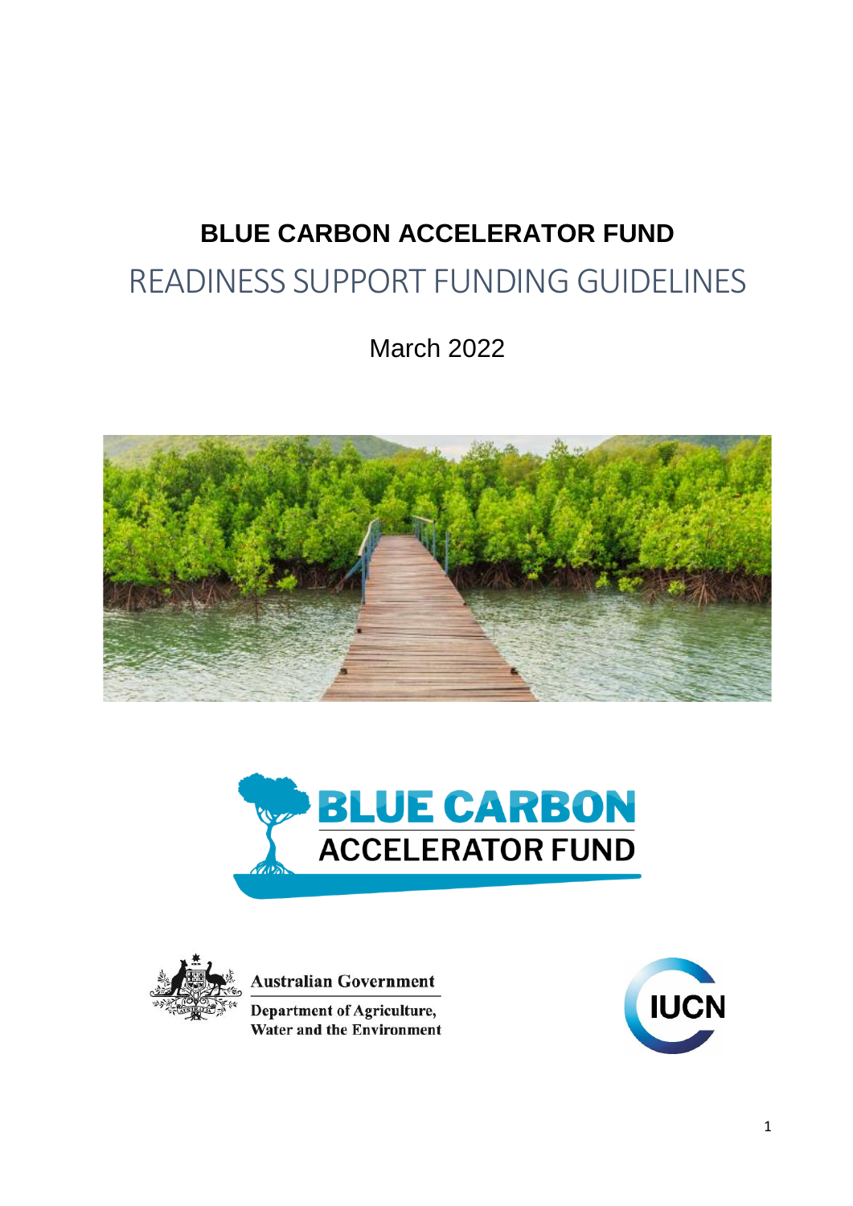# BLUE CARBON ACCELERATOR FUND

## READINESS SUPPORT FUNDING GUIDELINES

March 2022

Australian Government

Department of Agriculture, Water and the Environment

IUCN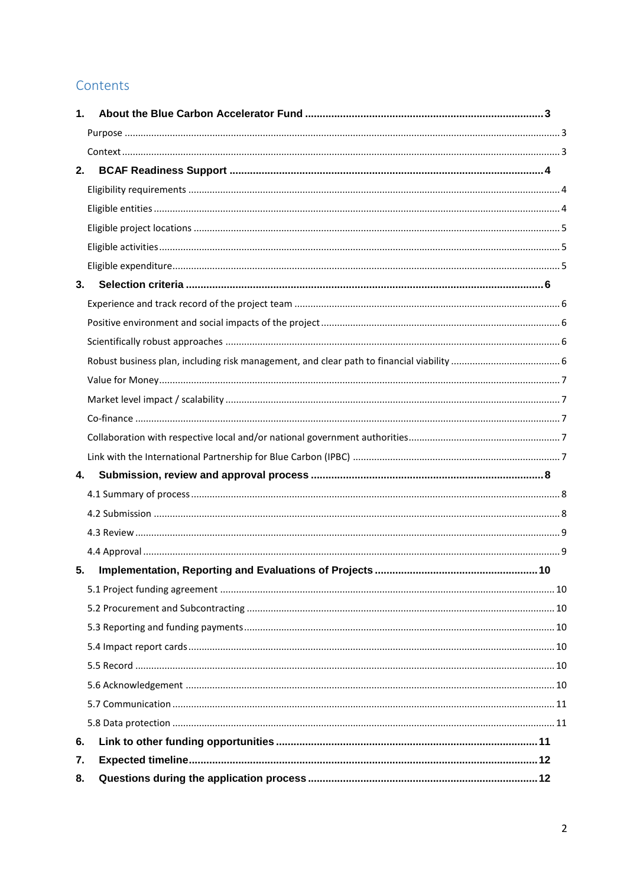# Contents

**1. About the Blue Carbon Accelerator Fund .......... 3**

- Purpose .......... 3
- Context .......... 3

**2. BCAF Readiness Support .......... 4**

- Eligibility requirements .......... 4
- Eligible entities .......... 4
- Eligible project locations .......... 5
- Eligible activities .......... 5
- Eligible expenditure .......... 5

**3. Selection criteria .......... 6**

- Experience and track record of the project team .......... 6
- Positive environment and social impacts of the project .......... 6
- Scientifically robust approaches .......... 6
- Robust business plan, including risk management, and clear path to financial viability .......... 6
- Value for Money .......... 7
- Market level impact / scalability .......... 7
- Co-finance .......... 7
- Collaboration with respective local and/or national government authorities .......... 7
- Link with the International Partnership for Blue Carbon (IPBC) .......... 7

**4. Submission, review and approval process .......... 8**

- 4.1 Summary of process .......... 8
- 4.2 Submission .......... 8
- 4.3 Review .......... 9
- 4.4 Approval .......... 9

**5. Implementation, Reporting and Evaluations of Projects .......... 10**

- 5.1 Project funding agreement .......... 10
- 5.2 Procurement and Subcontracting .......... 10
- 5.3 Reporting and funding payments .......... 10
- 5.4 Impact report cards .......... 10
- 5.5 Record .......... 10
- 5.6 Acknowledgement .......... 10
- 5.7 Communication .......... 11
- 5.8 Data protection .......... 11

**6. Link to other funding opportunities .......... 11**

**7. Expected timeline .......... 12**

**8. Questions during the application process .......... 12**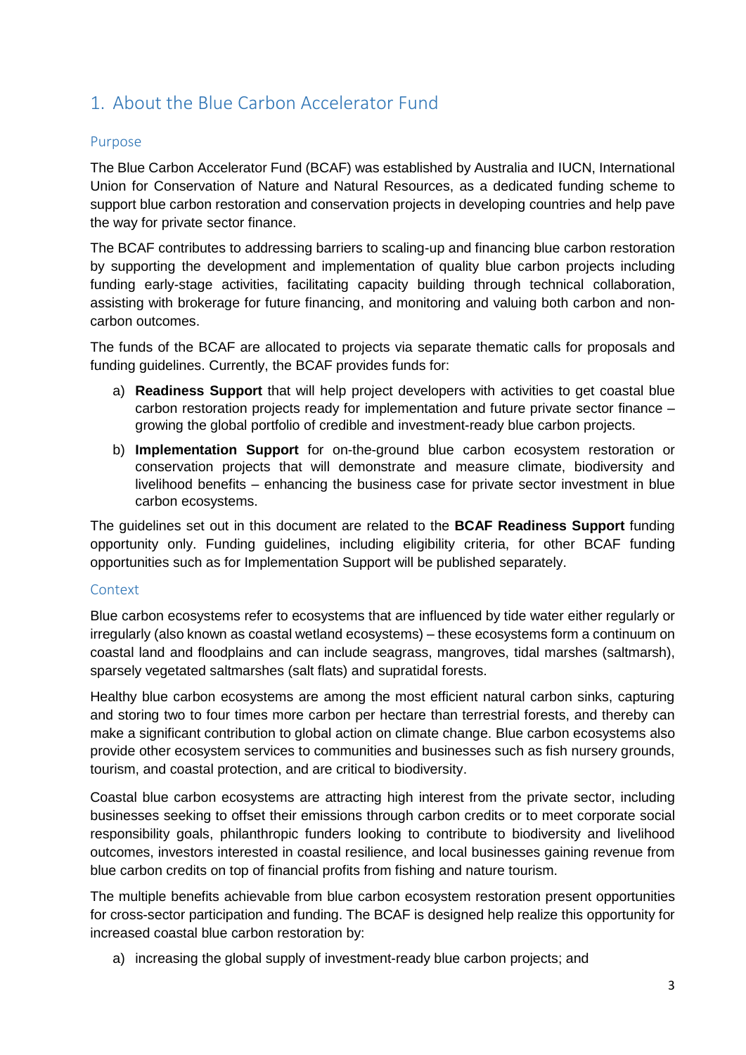# 1. About the Blue Carbon Accelerator Fund

## Purpose

The Blue Carbon Accelerator Fund (BCAF) was established by Australia and IUCN, International Union for Conservation of Nature and Natural Resources, as a dedicated funding scheme to support blue carbon restoration and conservation projects in developing countries and help pave the way for private sector finance.

The BCAF contributes to addressing barriers to scaling-up and financing blue carbon restoration by supporting the development and implementation of quality blue carbon projects including funding early-stage activities, facilitating capacity building through technical collaboration, assisting with brokerage for future financing, and monitoring and valuing both carbon and non-carbon outcomes.

The funds of the BCAF are allocated to projects via separate thematic calls for proposals and funding guidelines. Currently, the BCAF provides funds for:

a) **Readiness Support** that will help project developers with activities to get coastal blue carbon restoration projects ready for implementation and future private sector finance – growing the global portfolio of credible and investment-ready blue carbon projects.

b) **Implementation Support** for on-the-ground blue carbon ecosystem restoration or conservation projects that will demonstrate and measure climate, biodiversity and livelihood benefits – enhancing the business case for private sector investment in blue carbon ecosystems.

The guidelines set out in this document are related to the **BCAF Readiness Support** funding opportunity only. Funding guidelines, including eligibility criteria, for other BCAF funding opportunities such as for Implementation Support will be published separately.

## Context

Blue carbon ecosystems refer to ecosystems that are influenced by tide water either regularly or irregularly (also known as coastal wetland ecosystems) – these ecosystems form a continuum on coastal land and floodplains and can include seagrass, mangroves, tidal marshes (saltmarsh), sparsely vegetated saltmarshes (salt flats) and supratidal forests.

Healthy blue carbon ecosystems are among the most efficient natural carbon sinks, capturing and storing two to four times more carbon per hectare than terrestrial forests, and thereby can make a significant contribution to global action on climate change. Blue carbon ecosystems also provide other ecosystem services to communities and businesses such as fish nursery grounds, tourism, and coastal protection, and are critical to biodiversity.

Coastal blue carbon ecosystems are attracting high interest from the private sector, including businesses seeking to offset their emissions through carbon credits or to meet corporate social responsibility goals, philanthropic funders looking to contribute to biodiversity and livelihood outcomes, investors interested in coastal resilience, and local businesses gaining revenue from blue carbon credits on top of financial profits from fishing and nature tourism.

The multiple benefits achievable from blue carbon ecosystem restoration present opportunities for cross-sector participation and funding. The BCAF is designed help realize this opportunity for increased coastal blue carbon restoration by:

a) increasing the global supply of investment-ready blue carbon projects; and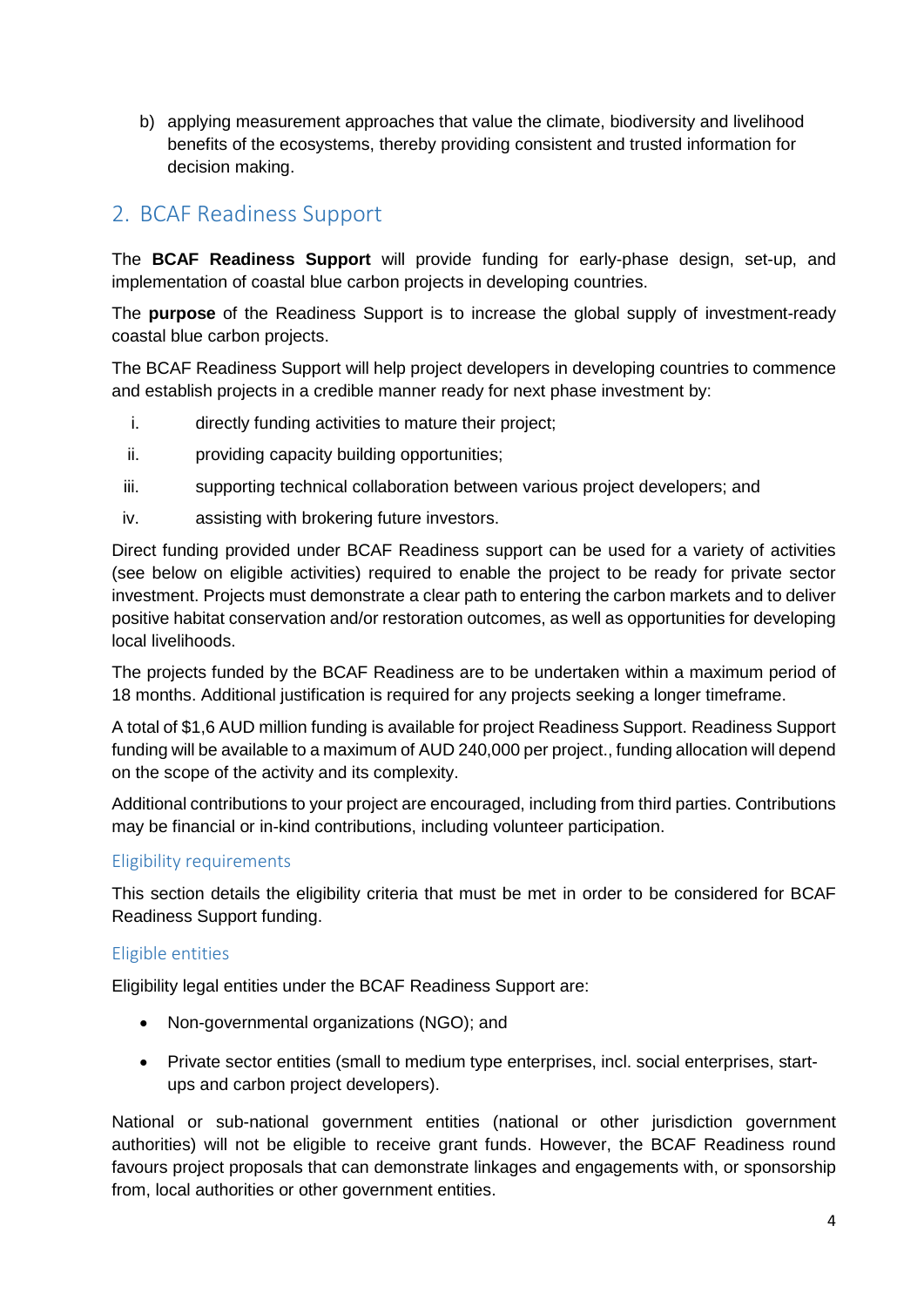b) applying measurement approaches that value the climate, biodiversity and livelihood benefits of the ecosystems, thereby providing consistent and trusted information for decision making.

## 2. BCAF Readiness Support

The **BCAF Readiness Support** will provide funding for early-phase design, set-up, and implementation of coastal blue carbon projects in developing countries.

The **purpose** of the Readiness Support is to increase the global supply of investment-ready coastal blue carbon projects.

The BCAF Readiness Support will help project developers in developing countries to commence and establish projects in a credible manner ready for next phase investment by:

i. directly funding activities to mature their project;

ii. providing capacity building opportunities;

iii. supporting technical collaboration between various project developers; and

iv. assisting with brokering future investors.

Direct funding provided under BCAF Readiness support can be used for a variety of activities (see below on eligible activities) required to enable the project to be ready for private sector investment. Projects must demonstrate a clear path to entering the carbon markets and to deliver positive habitat conservation and/or restoration outcomes, as well as opportunities for developing local livelihoods.

The projects funded by the BCAF Readiness are to be undertaken within a maximum period of 18 months. Additional justification is required for any projects seeking a longer timeframe.

A total of $1,6 AUD million funding is available for project Readiness Support. Readiness Support funding will be available to a maximum of AUD 240,000 per project., funding allocation will depend on the scope of the activity and its complexity.

Additional contributions to your project are encouraged, including from third parties. Contributions may be financial or in-kind contributions, including volunteer participation.

### Eligibility requirements

This section details the eligibility criteria that must be met in order to be considered for BCAF Readiness Support funding.

### Eligible entities

Eligibility legal entities under the BCAF Readiness Support are:

- Non-governmental organizations (NGO); and
- Private sector entities (small to medium type enterprises, incl. social enterprises, start-ups and carbon project developers).

National or sub-national government entities (national or other jurisdiction government authorities) will not be eligible to receive grant funds. However, the BCAF Readiness round favours project proposals that can demonstrate linkages and engagements with, or sponsorship from, local authorities or other government entities.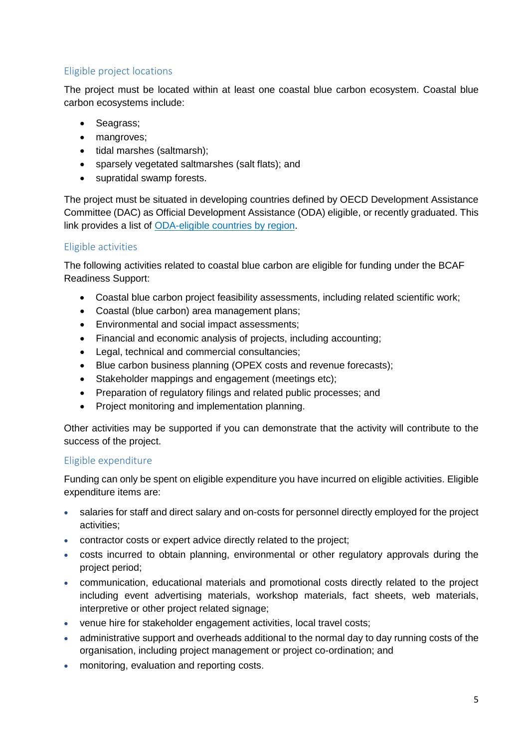## Eligible project locations

The project must be located within at least one coastal blue carbon ecosystem. Coastal blue carbon ecosystems include:

- Seagrass;
- mangroves;
- tidal marshes (saltmarsh);
- sparsely vegetated saltmarshes (salt flats); and
- supratidal swamp forests.

The project must be situated in developing countries defined by OECD Development Assistance Committee (DAC) as Official Development Assistance (ODA) eligible, or recently graduated. This link provides a list of ODA-eligible countries by region.

## Eligible activities

The following activities related to coastal blue carbon are eligible for funding under the BCAF Readiness Support:

- Coastal blue carbon project feasibility assessments, including related scientific work;
- Coastal (blue carbon) area management plans;
- Environmental and social impact assessments;
- Financial and economic analysis of projects, including accounting;
- Legal, technical and commercial consultancies;
- Blue carbon business planning (OPEX costs and revenue forecasts);
- Stakeholder mappings and engagement (meetings etc);
- Preparation of regulatory filings and related public processes; and
- Project monitoring and implementation planning.

Other activities may be supported if you can demonstrate that the activity will contribute to the success of the project.

## Eligible expenditure

Funding can only be spent on eligible expenditure you have incurred on eligible activities. Eligible expenditure items are:

- salaries for staff and direct salary and on-costs for personnel directly employed for the project activities;
- contractor costs or expert advice directly related to the project;
- costs incurred to obtain planning, environmental or other regulatory approvals during the project period;
- communication, educational materials and promotional costs directly related to the project including event advertising materials, workshop materials, fact sheets, web materials, interpretive or other project related signage;
- venue hire for stakeholder engagement activities, local travel costs;
- administrative support and overheads additional to the normal day to day running costs of the organisation, including project management or project co-ordination; and
- monitoring, evaluation and reporting costs.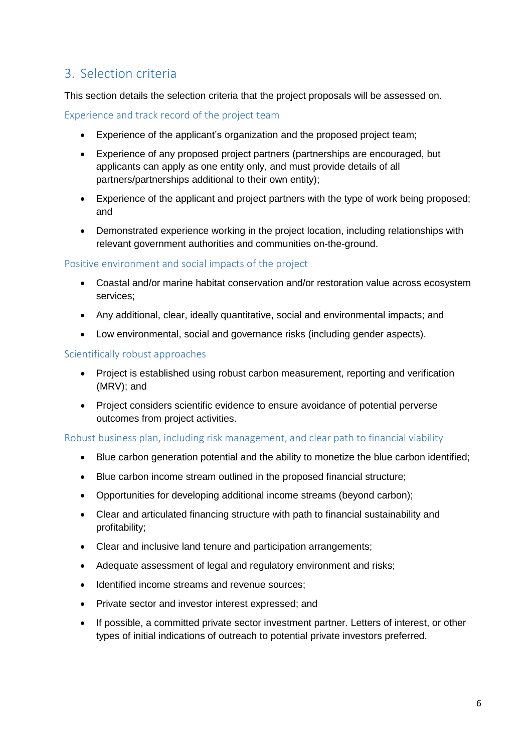## 3. Selection criteria

This section details the selection criteria that the project proposals will be assessed on.

### Experience and track record of the project team

- Experience of the applicant's organization and the proposed project team;
- Experience of any proposed project partners (partnerships are encouraged, but applicants can apply as one entity only, and must provide details of all partners/partnerships additional to their own entity);
- Experience of the applicant and project partners with the type of work being proposed; and
- Demonstrated experience working in the project location, including relationships with relevant government authorities and communities on-the-ground.

### Positive environment and social impacts of the project

- Coastal and/or marine habitat conservation and/or restoration value across ecosystem services;
- Any additional, clear, ideally quantitative, social and environmental impacts; and
- Low environmental, social and governance risks (including gender aspects).

### Scientifically robust approaches

- Project is established using robust carbon measurement, reporting and verification (MRV); and
- Project considers scientific evidence to ensure avoidance of potential perverse outcomes from project activities.

### Robust business plan, including risk management, and clear path to financial viability

- Blue carbon generation potential and the ability to monetize the blue carbon identified;
- Blue carbon income stream outlined in the proposed financial structure;
- Opportunities for developing additional income streams (beyond carbon);
- Clear and articulated financing structure with path to financial sustainability and profitability;
- Clear and inclusive land tenure and participation arrangements;
- Adequate assessment of legal and regulatory environment and risks;
- Identified income streams and revenue sources;
- Private sector and investor interest expressed; and
- If possible, a committed private sector investment partner. Letters of interest, or other types of initial indications of outreach to potential private investors preferred.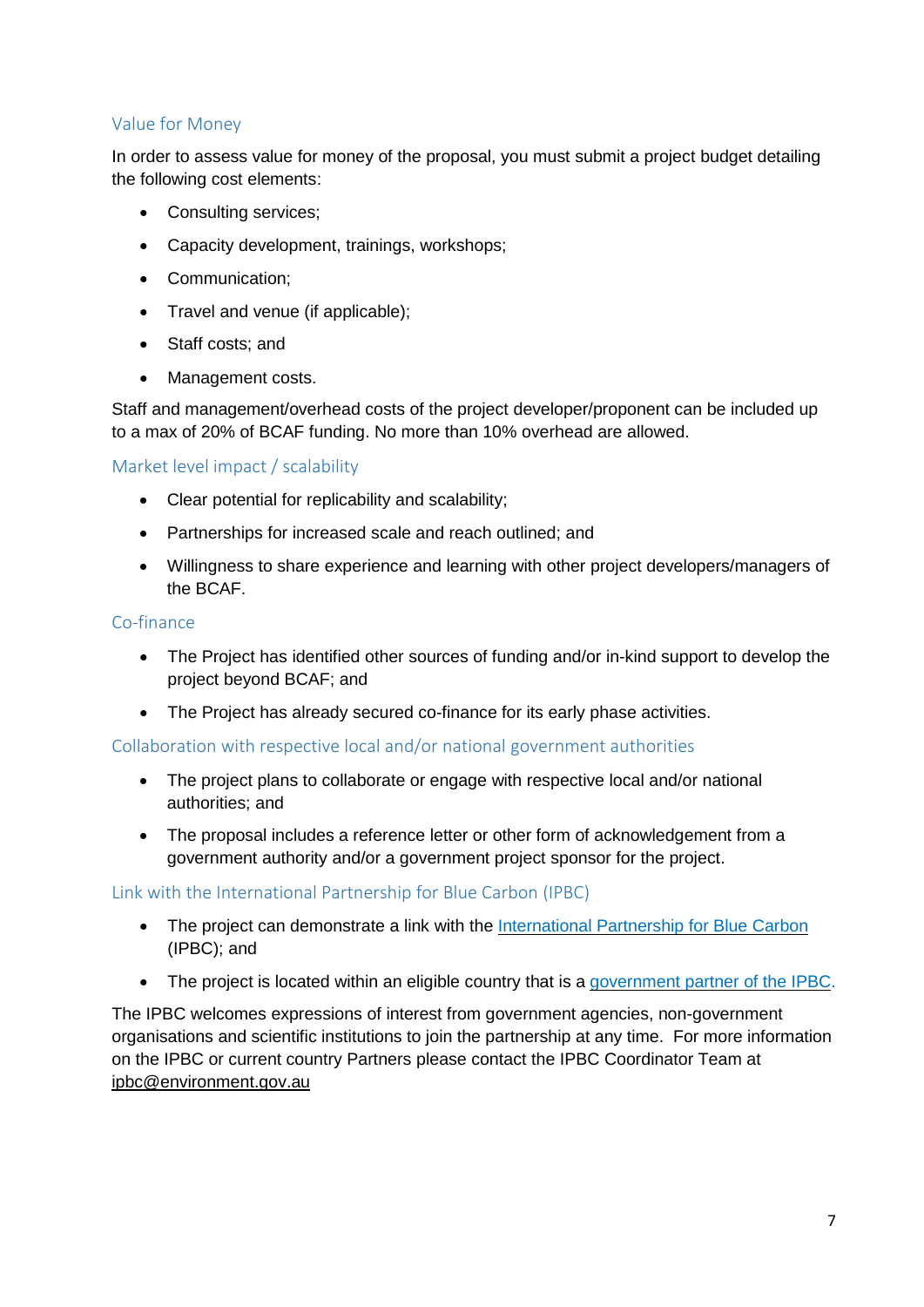### Value for Money

In order to assess value for money of the proposal, you must submit a project budget detailing the following cost elements:

- Consulting services;
- Capacity development, trainings, workshops;
- Communication;
- Travel and venue (if applicable);
- Staff costs; and
- Management costs.

Staff and management/overhead costs of the project developer/proponent can be included up to a max of 20% of BCAF funding. No more than 10% overhead are allowed.

### Market level impact / scalability

- Clear potential for replicability and scalability;
- Partnerships for increased scale and reach outlined; and
- Willingness to share experience and learning with other project developers/managers of the BCAF.

### Co-finance

- The Project has identified other sources of funding and/or in-kind support to develop the project beyond BCAF; and
- The Project has already secured co-finance for its early phase activities.

### Collaboration with respective local and/or national government authorities

- The project plans to collaborate or engage with respective local and/or national authorities; and
- The proposal includes a reference letter or other form of acknowledgement from a government authority and/or a government project sponsor for the project.

### Link with the International Partnership for Blue Carbon (IPBC)

- The project can demonstrate a link with the International Partnership for Blue Carbon (IPBC); and
- The project is located within an eligible country that is a government partner of the IPBC.

The IPBC welcomes expressions of interest from government agencies, non-government organisations and scientific institutions to join the partnership at any time. For more information on the IPBC or current country Partners please contact the IPBC Coordinator Team at ipbc@environment.gov.au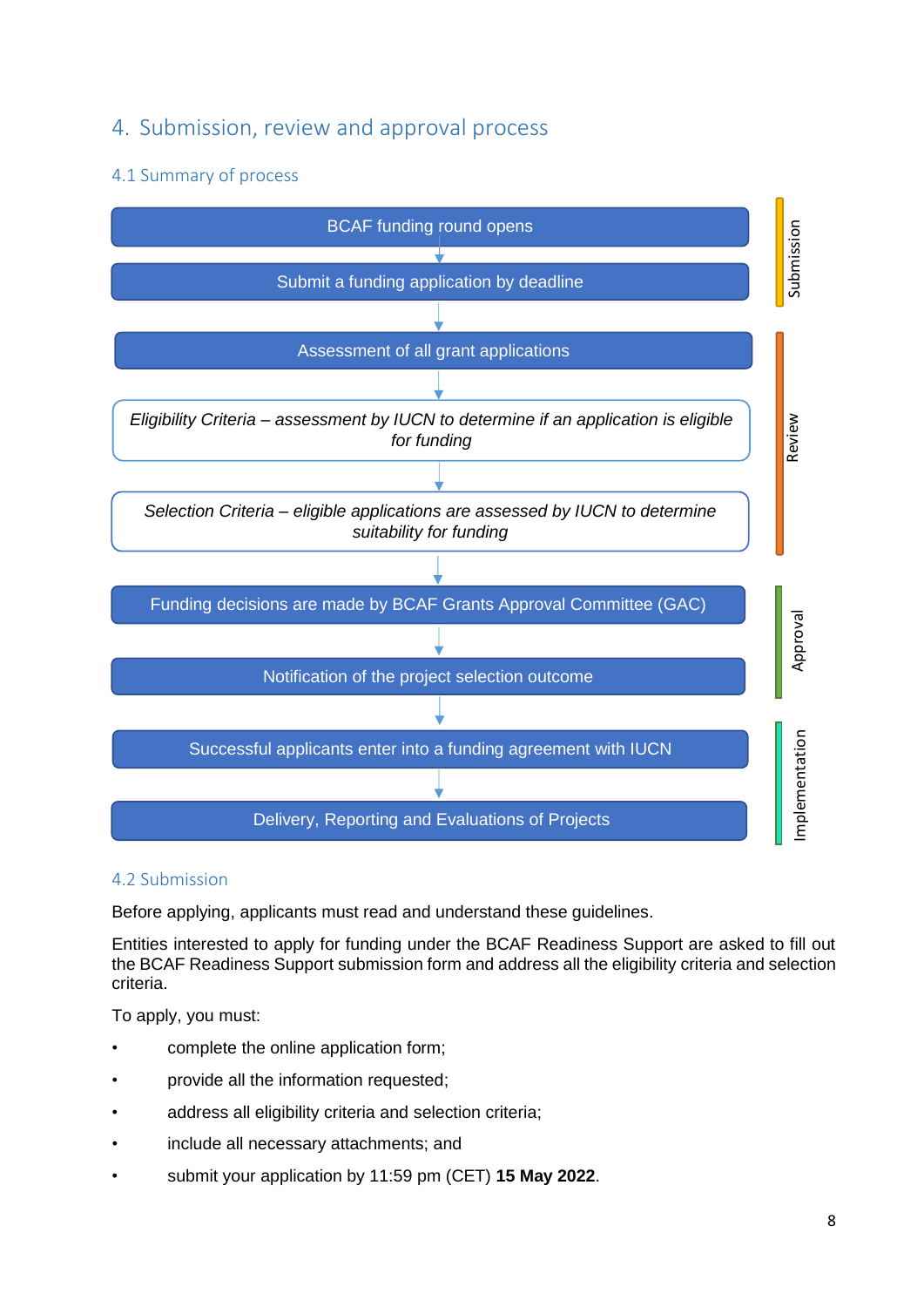## 4. Submission, review and approval process

### 4.1 Summary of process

**Submission**

- BCAF funding round opens
- ↓
- Submit a funding application by deadline

**Review**

- ↓
- Assessment of all grant applications
- ↓
- *Eligibility Criteria – assessment by IUCN to determine if an application is eligible for funding*
- ↓
- *Selection Criteria – eligible applications are assessed by IUCN to determine suitability for funding*

**Approval**

- ↓
- Funding decisions are made by BCAF Grants Approval Committee (GAC)
- ↓
- Notification of the project selection outcome

**Implementation**

- ↓
- Successful applicants enter into a funding agreement with IUCN
- ↓
- Delivery, Reporting and Evaluations of Projects

### 4.2 Submission

Before applying, applicants must read and understand these guidelines.

Entities interested to apply for funding under the BCAF Readiness Support are asked to fill out the BCAF Readiness Support submission form and address all the eligibility criteria and selection criteria.

To apply, you must:

- complete the online application form;
- provide all the information requested;
- address all eligibility criteria and selection criteria;
- include all necessary attachments; and
- submit your application by 11:59 pm (CET) **15 May 2022**.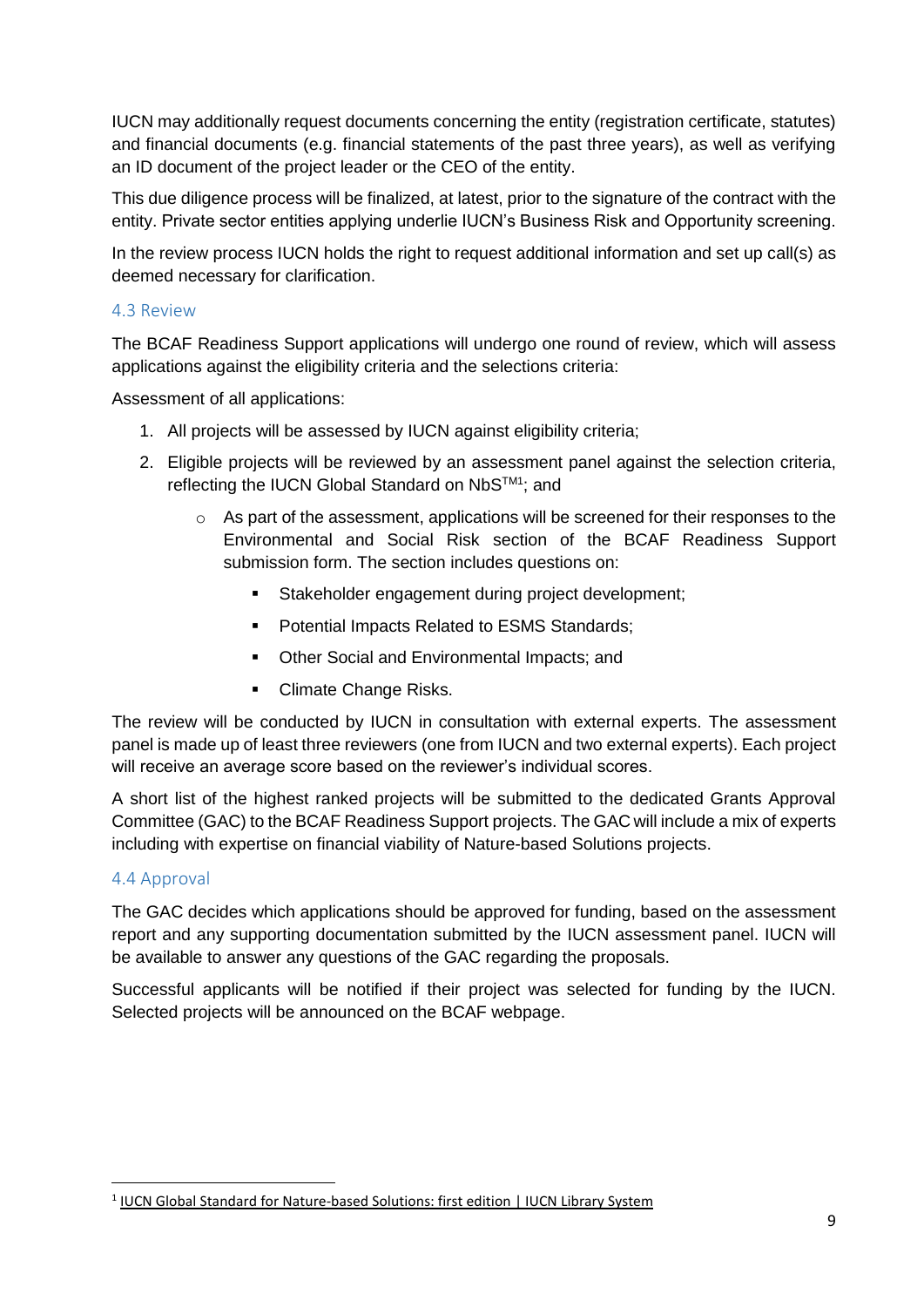IUCN may additionally request documents concerning the entity (registration certificate, statutes) and financial documents (e.g. financial statements of the past three years), as well as verifying an ID document of the project leader or the CEO of the entity.

This due diligence process will be finalized, at latest, prior to the signature of the contract with the entity. Private sector entities applying underlie IUCN's Business Risk and Opportunity screening.

In the review process IUCN holds the right to request additional information and set up call(s) as deemed necessary for clarification.

### 4.3 Review

The BCAF Readiness Support applications will undergo one round of review, which will assess applications against the eligibility criteria and the selections criteria:

Assessment of all applications:

1. All projects will be assessed by IUCN against eligibility criteria;
2. Eligible projects will be reviewed by an assessment panel against the selection criteria, reflecting the IUCN Global Standard on NbS™[1]; and
    - As part of the assessment, applications will be screened for their responses to the Environmental and Social Risk section of the BCAF Readiness Support submission form. The section includes questions on:
        - Stakeholder engagement during project development;
        - Potential Impacts Related to ESMS Standards;
        - Other Social and Environmental Impacts; and
        - Climate Change Risks.

The review will be conducted by IUCN in consultation with external experts. The assessment panel is made up of least three reviewers (one from IUCN and two external experts). Each project will receive an average score based on the reviewer's individual scores.

A short list of the highest ranked projects will be submitted to the dedicated Grants Approval Committee (GAC) to the BCAF Readiness Support projects. The GAC will include a mix of experts including with expertise on financial viability of Nature-based Solutions projects.

### 4.4 Approval

The GAC decides which applications should be approved for funding, based on the assessment report and any supporting documentation submitted by the IUCN assessment panel. IUCN will be available to answer any questions of the GAC regarding the proposals.

Successful applicants will be notified if their project was selected for funding by the IUCN. Selected projects will be announced on the BCAF webpage.

---

[1] IUCN Global Standard for Nature-based Solutions: first edition | IUCN Library System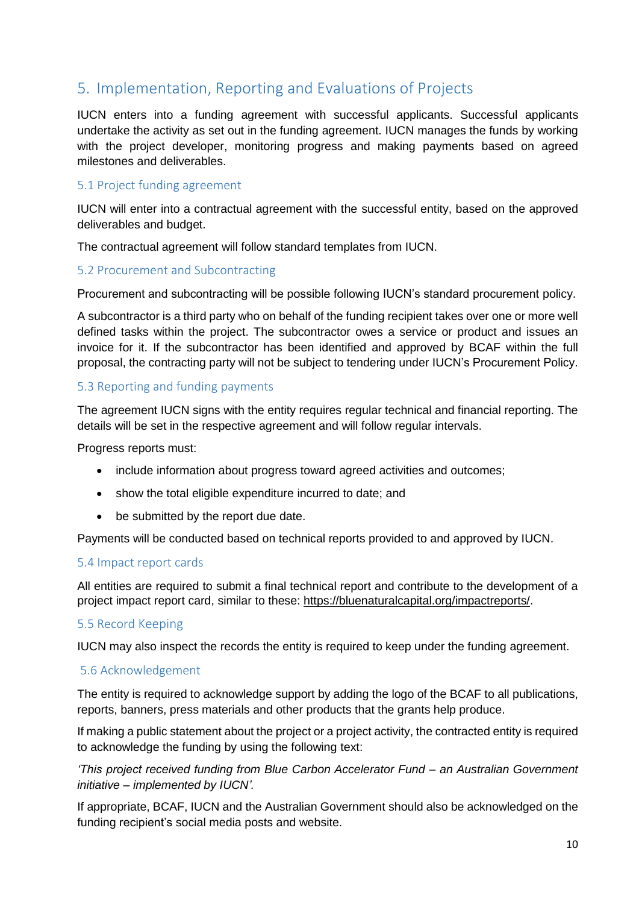# 5. Implementation, Reporting and Evaluations of Projects

IUCN enters into a funding agreement with successful applicants. Successful applicants undertake the activity as set out in the funding agreement. IUCN manages the funds by working with the project developer, monitoring progress and making payments based on agreed milestones and deliverables.

## 5.1 Project funding agreement

IUCN will enter into a contractual agreement with the successful entity, based on the approved deliverables and budget.

The contractual agreement will follow standard templates from IUCN.

## 5.2 Procurement and Subcontracting

Procurement and subcontracting will be possible following IUCN's standard procurement policy.

A subcontractor is a third party who on behalf of the funding recipient takes over one or more well defined tasks within the project. The subcontractor owes a service or product and issues an invoice for it. If the subcontractor has been identified and approved by BCAF within the full proposal, the contracting party will not be subject to tendering under IUCN's Procurement Policy.

## 5.3 Reporting and funding payments

The agreement IUCN signs with the entity requires regular technical and financial reporting. The details will be set in the respective agreement and will follow regular intervals.

Progress reports must:

- include information about progress toward agreed activities and outcomes;
- show the total eligible expenditure incurred to date; and
- be submitted by the report due date.

Payments will be conducted based on technical reports provided to and approved by IUCN.

## 5.4 Impact report cards

All entities are required to submit a final technical report and contribute to the development of a project impact report card, similar to these: https://bluenaturalcapital.org/impactreports/.

## 5.5 Record Keeping

IUCN may also inspect the records the entity is required to keep under the funding agreement.

## 5.6 Acknowledgement

The entity is required to acknowledge support by adding the logo of the BCAF to all publications, reports, banners, press materials and other products that the grants help produce.

If making a public statement about the project or a project activity, the contracted entity is required to acknowledge the funding by using the following text:

*'This project received funding from Blue Carbon Accelerator Fund – an Australian Government initiative – implemented by IUCN'.*

If appropriate, BCAF, IUCN and the Australian Government should also be acknowledged on the funding recipient's social media posts and website.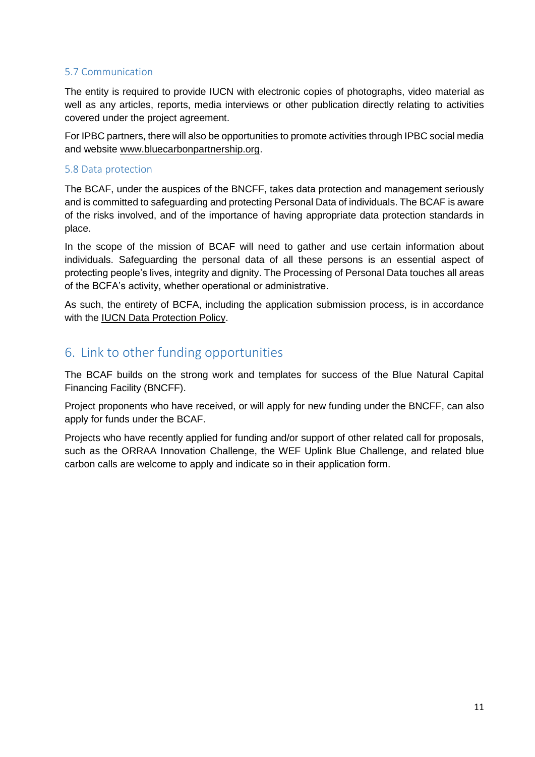### 5.7 Communication

The entity is required to provide IUCN with electronic copies of photographs, video material as well as any articles, reports, media interviews or other publication directly relating to activities covered under the project agreement.

For IPBC partners, there will also be opportunities to promote activities through IPBC social media and website www.bluecarbonpartnership.org.

### 5.8 Data protection

The BCAF, under the auspices of the BNCFF, takes data protection and management seriously and is committed to safeguarding and protecting Personal Data of individuals. The BCAF is aware of the risks involved, and of the importance of having appropriate data protection standards in place.

In the scope of the mission of BCAF will need to gather and use certain information about individuals. Safeguarding the personal data of all these persons is an essential aspect of protecting people's lives, integrity and dignity. The Processing of Personal Data touches all areas of the BCFA's activity, whether operational or administrative.

As such, the entirety of BCFA, including the application submission process, is in accordance with the IUCN Data Protection Policy.

## 6. Link to other funding opportunities

The BCAF builds on the strong work and templates for success of the Blue Natural Capital Financing Facility (BNCFF).

Project proponents who have received, or will apply for new funding under the BNCFF, can also apply for funds under the BCAF.

Projects who have recently applied for funding and/or support of other related call for proposals, such as the ORRAA Innovation Challenge, the WEF Uplink Blue Challenge, and related blue carbon calls are welcome to apply and indicate so in their application form.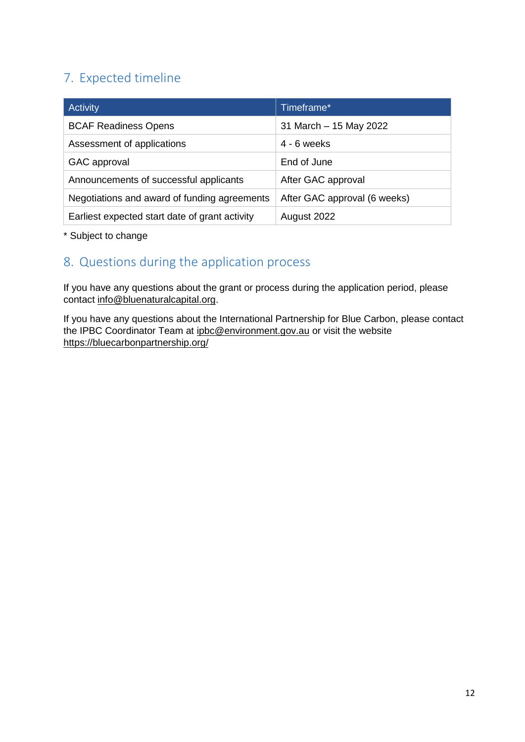## 7. Expected timeline

| Activity | Timeframe* |
| --- | --- |
| BCAF Readiness Opens | 31 March – 15 May 2022 |
| Assessment of applications | 4 - 6 weeks |
| GAC approval | End of June |
| Announcements of successful applicants | After GAC approval |
| Negotiations and award of funding agreements | After GAC approval (6 weeks) |
| Earliest expected start date of grant activity | August 2022 |

* Subject to change

## 8. Questions during the application process

If you have any questions about the grant or process during the application period, please contact info@bluenaturalcapital.org.

If you have any questions about the International Partnership for Blue Carbon, please contact the IPBC Coordinator Team at ipbc@environment.gov.au or visit the website https://bluecarbonpartnership.org/